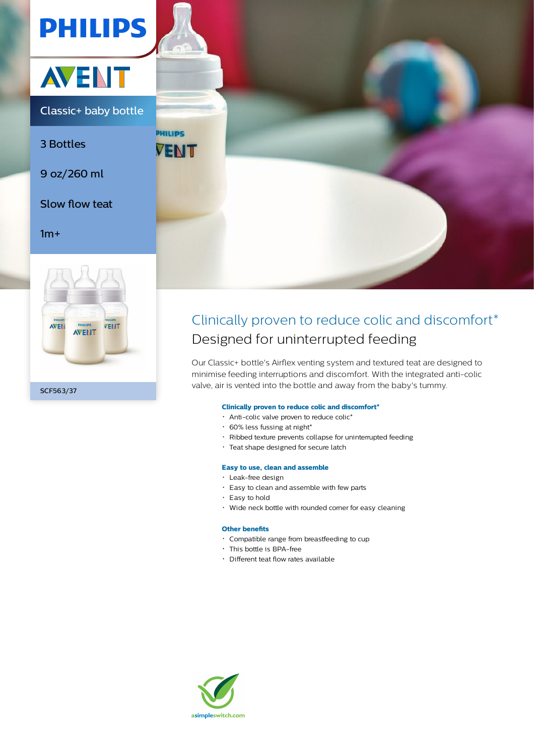PHILIPS

AVENT

Classic+ baby bottle

3 Bottles

9 oz/260 ml

Slow flow teat

1m+

SCF563/37

# Clinically proven to reduce colic and discomfort*

## Designed for uninterrupted feeding

Our Classic+ bottle's Airflex venting system and textured teat are designed to minimise feeding interruptions and discomfort. With the integrated anti-colic valve, air is vented into the bottle and away from the baby's tummy.

**Clinically proven to reduce colic and discomfort***

- Anti-colic valve proven to reduce colic*
- 60% less fussing at night*
- Ribbed texture prevents collapse for uninterrupted feeding
- Teat shape designed for secure latch

**Easy to use, clean and assemble**

- Leak-free design
- Easy to clean and assemble with few parts
- Easy to hold
- Wide neck bottle with rounded corner for easy cleaning

**Other benefits**

- Compatible range from breastfeeding to cup
- This bottle is BPA-free
- Different teat flow rates available

asimpleswitch.com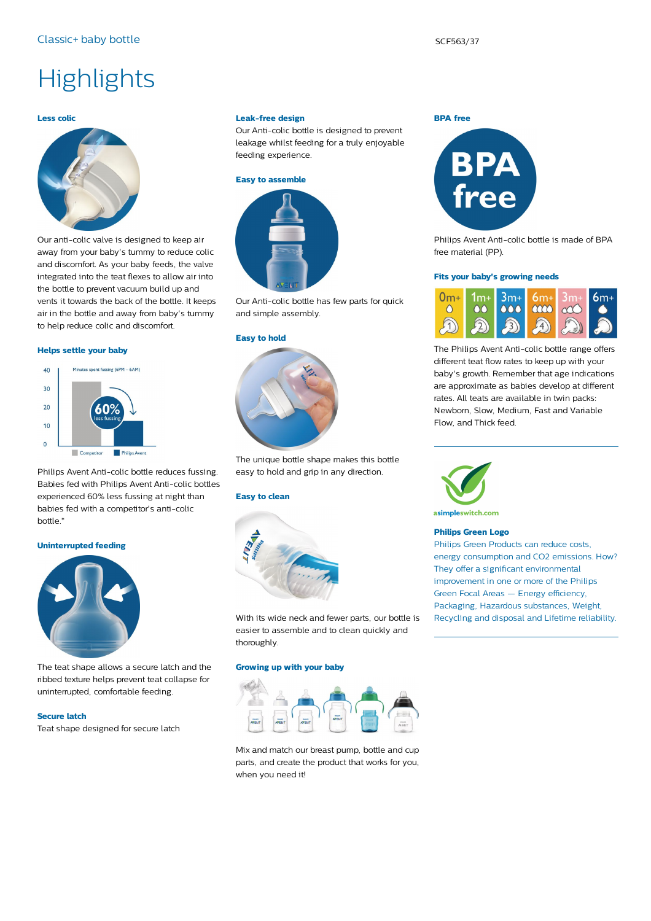Classic+ baby bottle

SCF563/37

# Highlights

### Less colic

Our anti-colic valve is designed to keep air away from your baby's tummy to reduce colic and discomfort. As your baby feeds, the valve integrated into the teat flexes to allow air into the bottle to prevent vacuum build up and vents it towards the back of the bottle. It keeps air in the bottle and away from baby's tummy to help reduce colic and discomfort.

### Helps settle your baby

Philips Avent Anti-colic bottle reduces fussing. Babies fed with Philips Avent Anti-colic bottles experienced 60% less fussing at night than babies fed with a competitor's anti-colic bottle.*

### Uninterrupted feeding

The teat shape allows a secure latch and the ribbed texture helps prevent teat collapse for uninterrupted, comfortable feeding.

### Secure latch

Teat shape designed for secure latch

### Leak-free design

Our Anti-colic bottle is designed to prevent leakage whilst feeding for a truly enjoyable feeding experience.

### Easy to assemble

Our Anti-colic bottle has few parts for quick and simple assembly.

### Easy to hold

The unique bottle shape makes this bottle easy to hold and grip in any direction.

### Easy to clean

With its wide neck and fewer parts, our bottle is easier to assemble and to clean quickly and thoroughly.

### Growing up with your baby

Mix and match our breast pump, bottle and cup parts, and create the product that works for you, when you need it!

### BPA free

Philips Avent Anti-colic bottle is made of BPA free material (PP).

### Fits your baby's growing needs

The Philips Avent Anti-colic bottle range offers different teat flow rates to keep up with your baby's growth. Remember that age indications are approximate as babies develop at different rates. All teats are available in twin packs: Newborn, Slow, Medium, Fast and Variable Flow, and Thick feed.

### Philips Green Logo

Philips Green Products can reduce costs, energy consumption and $CO_2$ emissions. How? They offer a significant environmental improvement in one or more of the Philips Green Focal Areas — Energy efficiency, Packaging, Hazardous substances, Weight, Recycling and disposal and Lifetime reliability.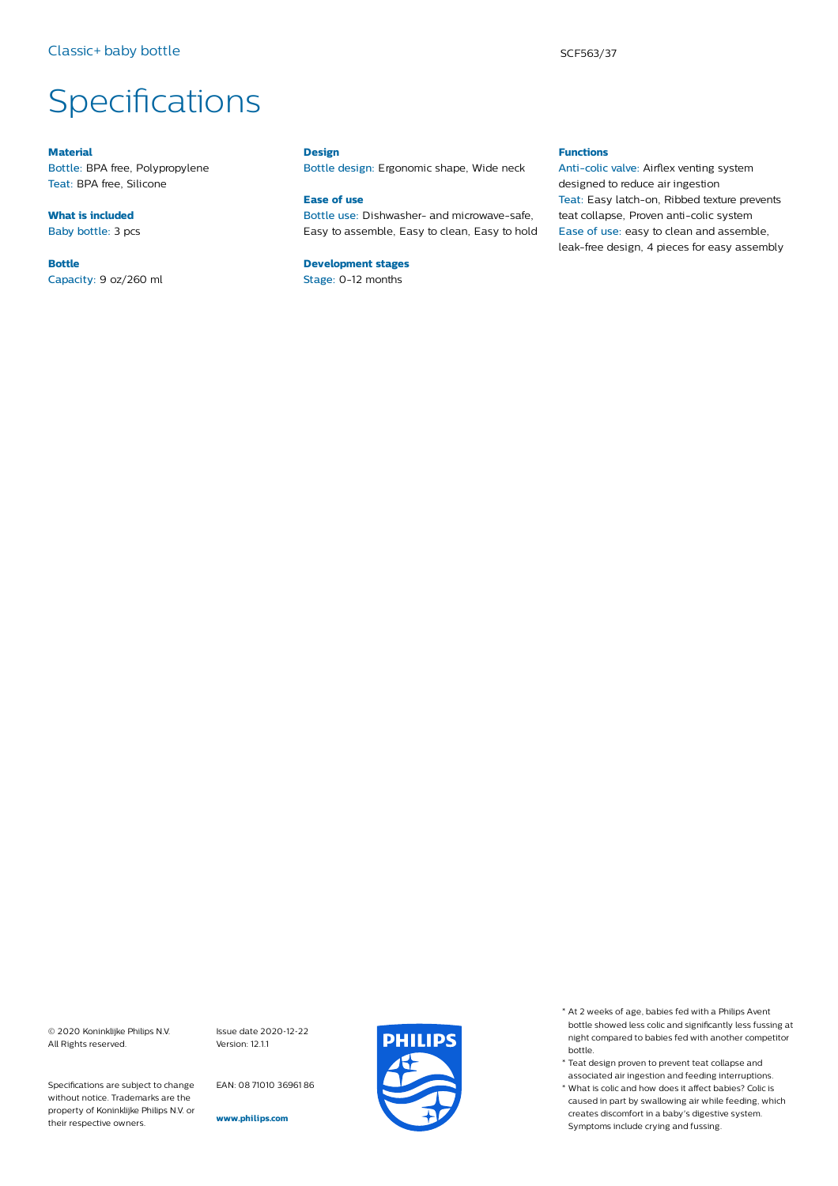Classic+ baby bottle

SCF563/37

# Specifications

### Material

Bottle: BPA free, Polypropylene
Teat: BPA free, Silicone

### What is included

Baby bottle: 3 pcs

### Bottle

Capacity: 9 oz/260 ml

### Design

Bottle design: Ergonomic shape, Wide neck

### Ease of use

Bottle use: Dishwasher- and microwave-safe, Easy to assemble, Easy to clean, Easy to hold

### Development stages

Stage: 0-12 months

### Functions

Anti-colic valve: Airflex venting system designed to reduce air ingestion
Teat: Easy latch-on, Ribbed texture prevents teat collapse, Proven anti-colic system
Ease of use: easy to clean and assemble, leak-free design, 4 pieces for easy assembly

© 2020 Koninklijke Philips N.V.
All Rights reserved.

Specifications are subject to change without notice. Trademarks are the property of Koninklijke Philips N.V. or their respective owners.

Issue date 2020-12-22
Version: 12.1.1

EAN: 08 71010 36961 86

www.philips.com

* At 2 weeks of age, babies fed with a Philips Avent bottle showed less colic and significantly less fussing at night compared to babies fed with another competitor bottle.
* Teat design proven to prevent teat collapse and associated air ingestion and feeding interruptions.
* What is colic and how does it affect babies? Colic is caused in part by swallowing air while feeding, which creates discomfort in a baby's digestive system. Symptoms include crying and fussing.